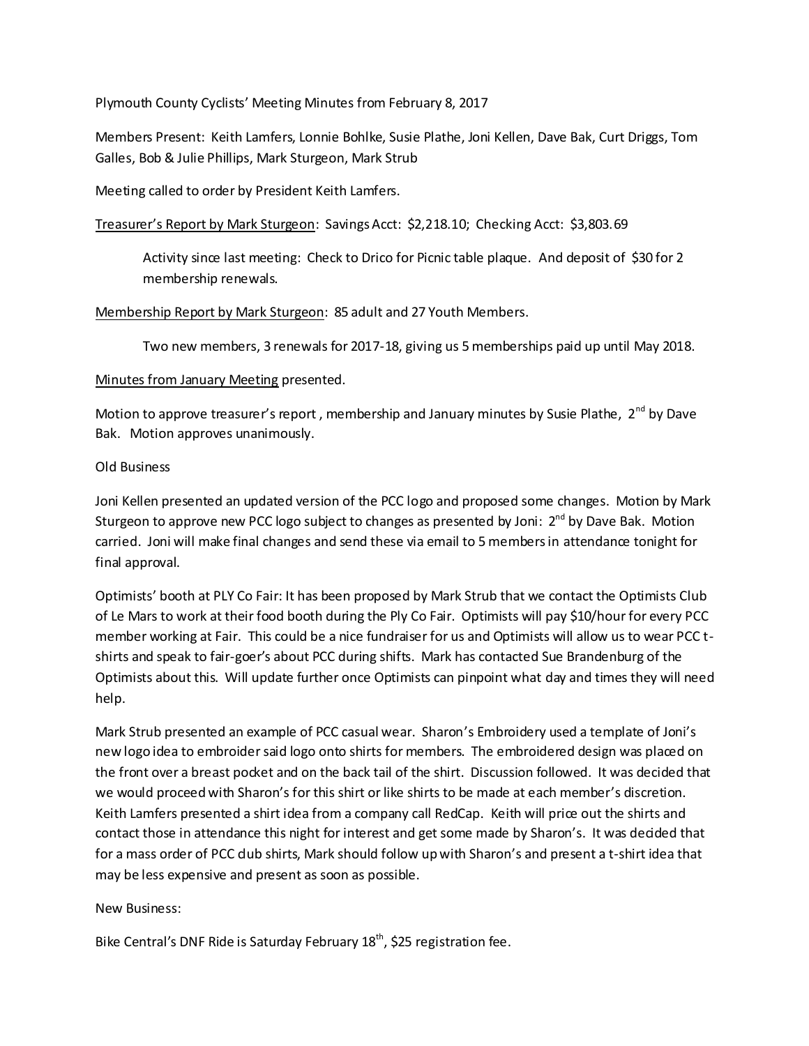Plymouth County Cyclists' Meeting Minutes from February 8, 2017

Members Present: Keith Lamfers, Lonnie Bohlke, Susie Plathe, Joni Kellen, Dave Bak, Curt Driggs, Tom Galles, Bob & Julie Phillips, Mark Sturgeon, Mark Strub

Meeting called to order by President Keith Lamfers.

<u>Treasurer's Report by Mark Sturgeon</u>: Savings Acct: $2,218.10; Checking Acct: $3,803.69

> Activity since last meeting: Check to Drico for Picnic table plaque. And deposit of $30 for 2 membership renewals.

<u>Membership Report by Mark Sturgeon</u>: 85 adult and 27 Youth Members.

> Two new members, 3 renewals for 2017-18, giving us 5 memberships paid up until May 2018.

<u>Minutes from January Meeting</u> presented.

Motion to approve treasurer's report , membership and January minutes by Susie Plathe, 2nd by Dave Bak. Motion approves unanimously.

Old Business

Joni Kellen presented an updated version of the PCC logo and proposed some changes. Motion by Mark Sturgeon to approve new PCC logo subject to changes as presented by Joni: 2nd by Dave Bak. Motion carried. Joni will make final changes and send these via email to 5 members in attendance tonight for final approval.

Optimists' booth at PLY Co Fair: It has been proposed by Mark Strub that we contact the Optimists Club of Le Mars to work at their food booth during the Ply Co Fair. Optimists will pay $10/hour for every PCC member working at Fair. This could be a nice fundraiser for us and Optimists will allow us to wear PCC t-shirts and speak to fair-goer's about PCC during shifts. Mark has contacted Sue Brandenburg of the Optimists about this. Will update further once Optimists can pinpoint what day and times they will need help.

Mark Strub presented an example of PCC casual wear. Sharon's Embroidery used a template of Joni's new logo idea to embroider said logo onto shirts for members. The embroidered design was placed on the front over a breast pocket and on the back tail of the shirt. Discussion followed. It was decided that we would proceed with Sharon's for this shirt or like shirts to be made at each member's discretion. Keith Lamfers presented a shirt idea from a company call RedCap. Keith will price out the shirts and contact those in attendance this night for interest and get some made by Sharon's. It was decided that for a mass order of PCC club shirts, Mark should follow up with Sharon's and present a t-shirt idea that may be less expensive and present as soon as possible.

New Business:

Bike Central's DNF Ride is Saturday February 18th, $25 registration fee.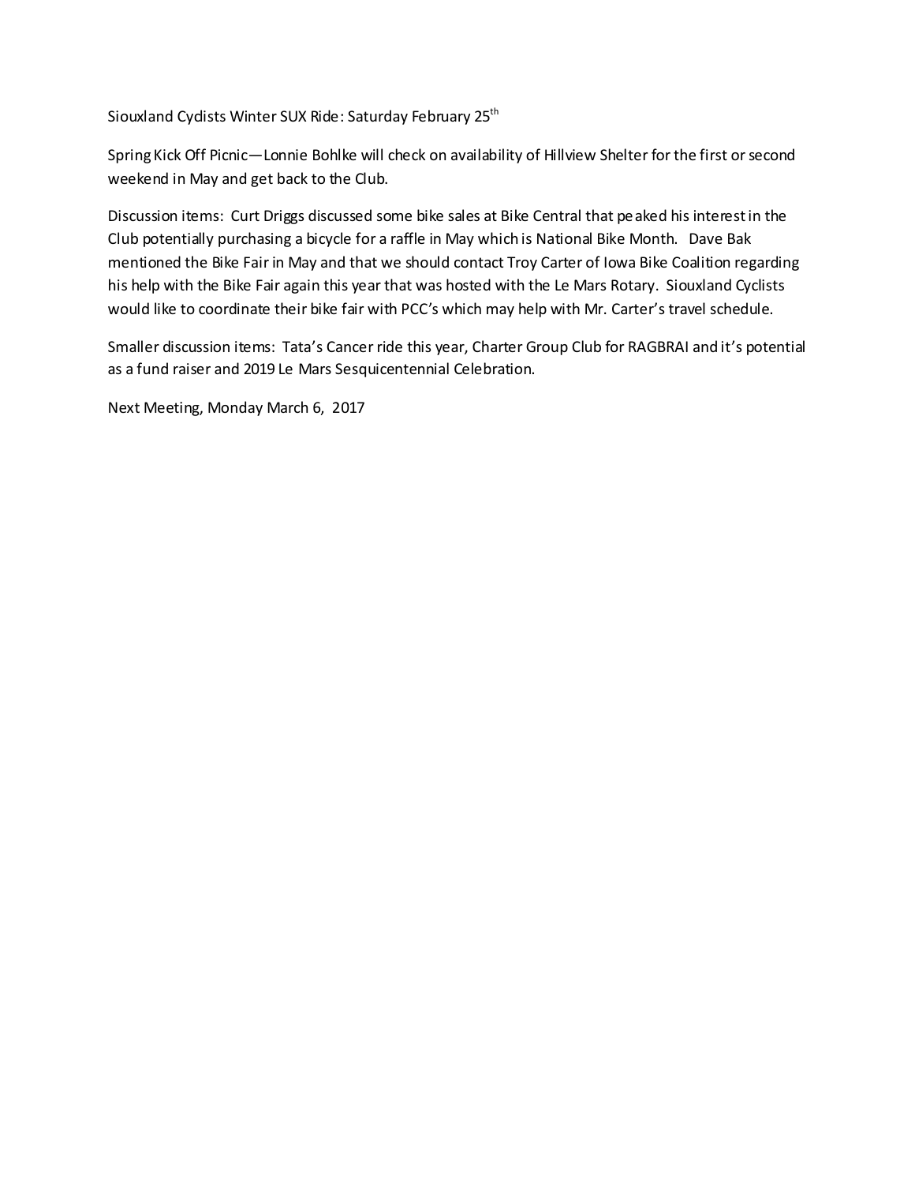Siouxland Cydists Winter SUX Ride: Saturday February 25th

Spring Kick Off Picnic—Lonnie Bohlke will check on availability of Hillview Shelter for the first or second weekend in May and get back to the Club.

Discussion items: Curt Driggs discussed some bike sales at Bike Central that peaked his interest in the Club potentially purchasing a bicycle for a raffle in May which is National Bike Month. Dave Bak mentioned the Bike Fair in May and that we should contact Troy Carter of Iowa Bike Coalition regarding his help with the Bike Fair again this year that was hosted with the Le Mars Rotary. Siouxland Cyclists would like to coordinate their bike fair with PCC's which may help with Mr. Carter's travel schedule.

Smaller discussion items: Tata's Cancer ride this year, Charter Group Club for RAGBRAI and it's potential as a fund raiser and 2019 Le Mars Sesquicentennial Celebration.

Next Meeting, Monday March 6, 2017